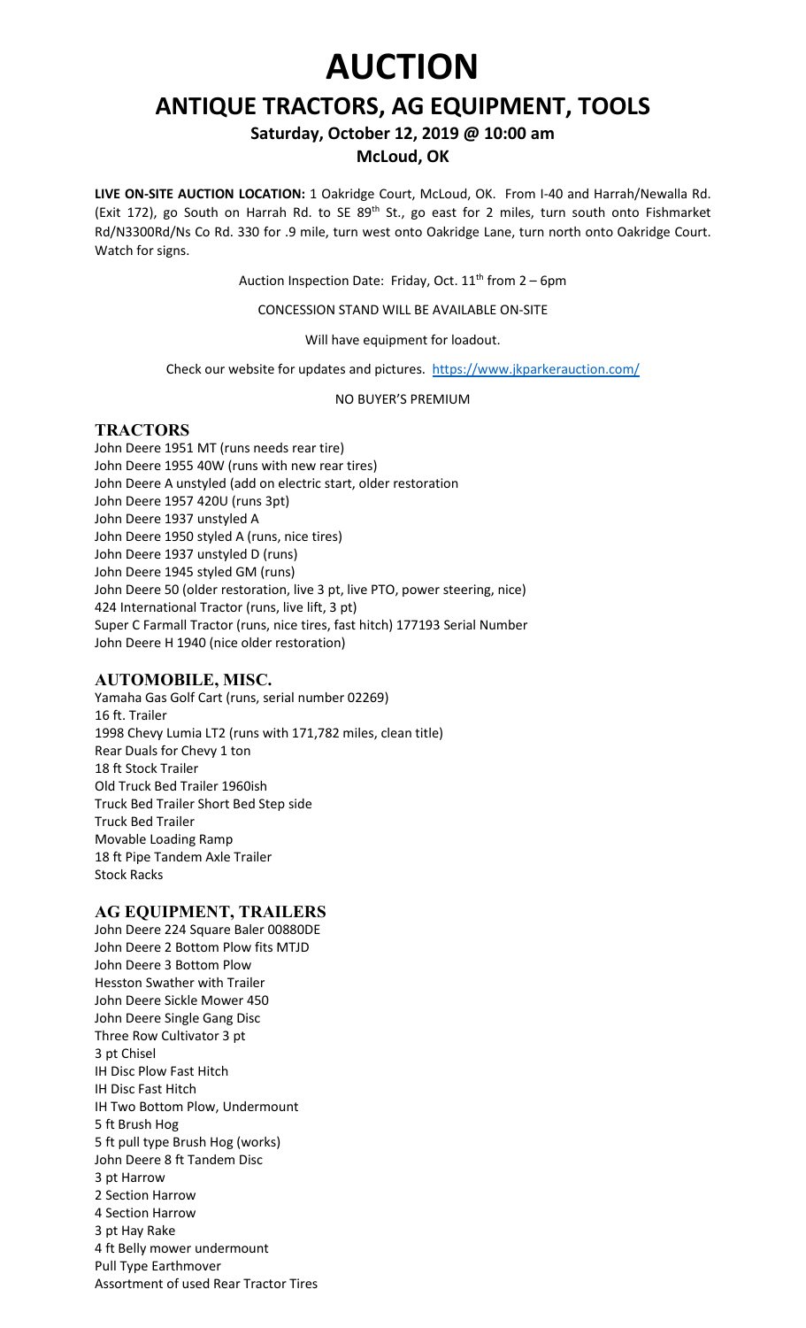# AUCTION

## ANTIQUE TRACTORS, AG EQUIPMENT, TOOLS

### Saturday, October 12, 2019 @ 10:00 am

### McLoud, OK

**LIVE ON-SITE AUCTION LOCATION:** 1 Oakridge Court, McLoud, OK. From I-40 and Harrah/Newalla Rd. (Exit 172), go South on Harrah Rd. to SE 89th St., go east for 2 miles, turn south onto Fishmarket Rd/N3300Rd/Ns Co Rd. 330 for .9 mile, turn west onto Oakridge Lane, turn north onto Oakridge Court. Watch for signs.

Auction Inspection Date: Friday, Oct. 11th from 2 – 6pm

CONCESSION STAND WILL BE AVAILABLE ON-SITE

Will have equipment for loadout.

Check our website for updates and pictures. https://www.jkparkerauction.com/

NO BUYER'S PREMIUM

### TRACTORS

John Deere 1951 MT (runs needs rear tire)
John Deere 1955 40W (runs with new rear tires)
John Deere A unstyled (add on electric start, older restoration
John Deere 1957 420U (runs 3pt)
John Deere 1937 unstyled A
John Deere 1950 styled A (runs, nice tires)
John Deere 1937 unstyled D (runs)
John Deere 1945 styled GM (runs)
John Deere 50 (older restoration, live 3 pt, live PTO, power steering, nice)
424 International Tractor (runs, live lift, 3 pt)
Super C Farmall Tractor (runs, nice tires, fast hitch) 177193 Serial Number
John Deere H 1940 (nice older restoration)

### AUTOMOBILE, MISC.

Yamaha Gas Golf Cart (runs, serial number 02269)
16 ft. Trailer
1998 Chevy Lumia LT2 (runs with 171,782 miles, clean title)
Rear Duals for Chevy 1 ton
18 ft Stock Trailer
Old Truck Bed Trailer 1960ish
Truck Bed Trailer Short Bed Step side
Truck Bed Trailer
Movable Loading Ramp
18 ft Pipe Tandem Axle Trailer
Stock Racks

### AG EQUIPMENT, TRAILERS

John Deere 224 Square Baler 00880DE
John Deere 2 Bottom Plow fits MTJD
John Deere 3 Bottom Plow
Hesston Swather with Trailer
John Deere Sickle Mower 450
John Deere Single Gang Disc
Three Row Cultivator 3 pt
3 pt Chisel
IH Disc Plow Fast Hitch
IH Disc Fast Hitch
IH Two Bottom Plow, Undermount
5 ft Brush Hog
5 ft pull type Brush Hog (works)
John Deere 8 ft Tandem Disc
3 pt Harrow
2 Section Harrow
4 Section Harrow
3 pt Hay Rake
4 ft Belly mower undermount
Pull Type Earthmover
Assortment of used Rear Tractor Tires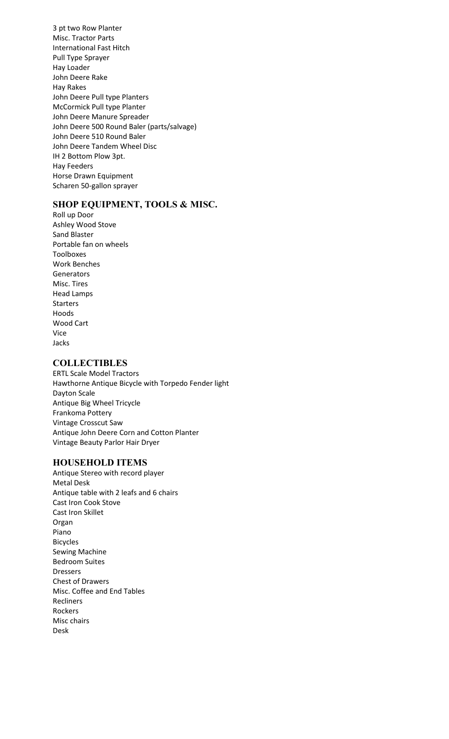3 pt two Row Planter
Misc. Tractor Parts
International Fast Hitch
Pull Type Sprayer
Hay Loader
John Deere Rake
Hay Rakes
John Deere Pull type Planters
McCormick Pull type Planter
John Deere Manure Spreader
John Deere 500 Round Baler (parts/salvage)
John Deere 510 Round Baler
John Deere Tandem Wheel Disc
IH 2 Bottom Plow 3pt.
Hay Feeders
Horse Drawn Equipment
Scharen 50-gallon sprayer

## SHOP EQUIPMENT, TOOLS & MISC.

Roll up Door
Ashley Wood Stove
Sand Blaster
Portable fan on wheels
Toolboxes
Work Benches
Generators
Misc. Tires
Head Lamps
Starters
Hoods
Wood Cart
Vice
Jacks

## COLLECTIBLES

ERTL Scale Model Tractors
Hawthorne Antique Bicycle with Torpedo Fender light
Dayton Scale
Antique Big Wheel Tricycle
Frankoma Pottery
Vintage Crosscut Saw
Antique John Deere Corn and Cotton Planter
Vintage Beauty Parlor Hair Dryer

## HOUSEHOLD ITEMS

Antique Stereo with record player
Metal Desk
Antique table with 2 leafs and 6 chairs
Cast Iron Cook Stove
Cast Iron Skillet
Organ
Piano
Bicycles
Sewing Machine
Bedroom Suites
Dressers
Chest of Drawers
Misc. Coffee and End Tables
Recliners
Rockers
Misc chairs
Desk